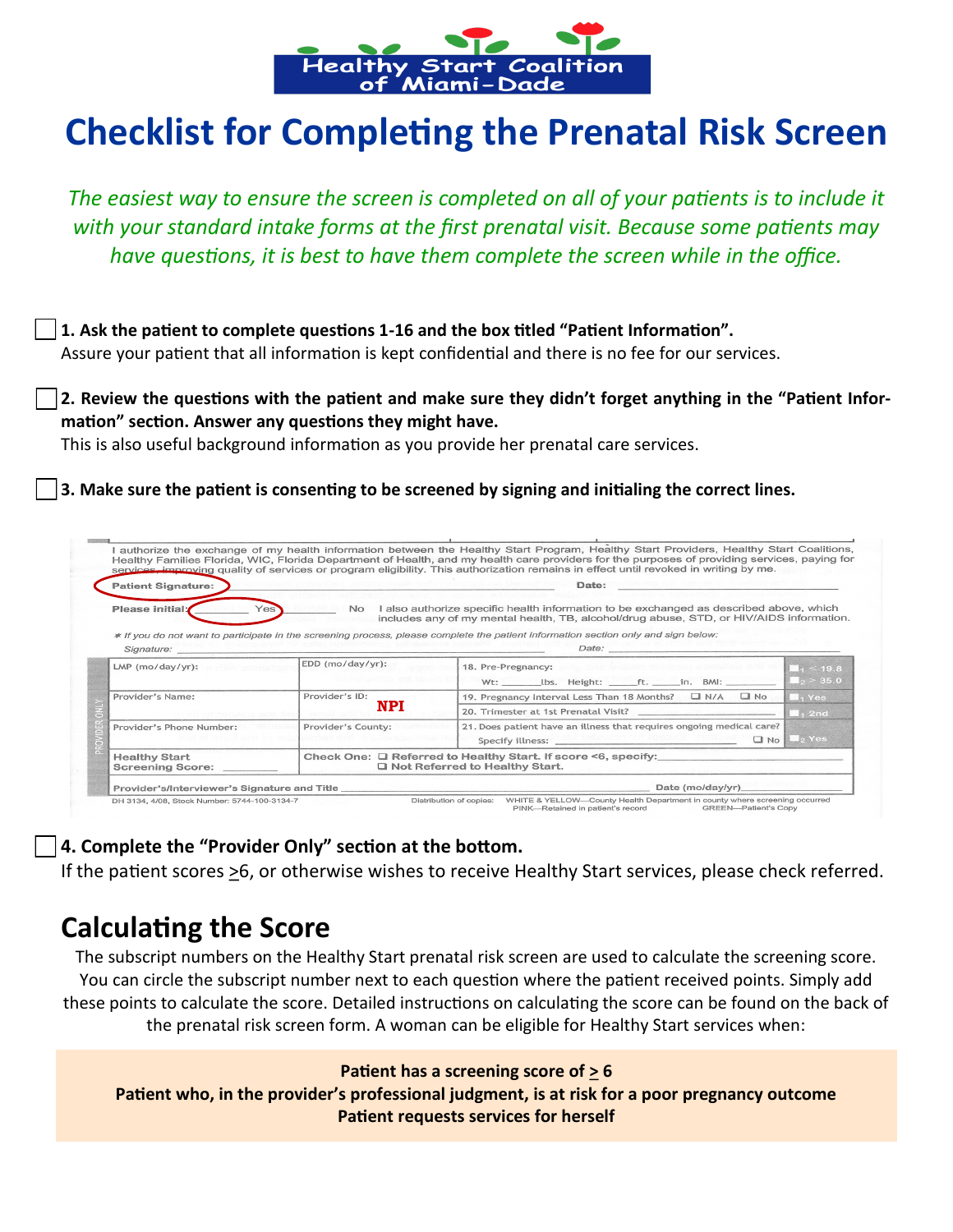Healthy Start Coalition of Miami-Dade

# Checklist for Completing the Prenatal Risk Screen

*The easiest way to ensure the screen is completed on all of your patients is to include it with your standard intake forms at the first prenatal visit. Because some patients may have questions, it is best to have them complete the screen while in the office.*

☐ **1. Ask the patient to complete questions 1-16 and the box titled "Patient Information".**
Assure your patient that all information is kept confidential and there is no fee for our services.

☐ **2. Review the questions with the patient and make sure they didn't forget anything in the "Patient Information" section. Answer any questions they might have.**
This is also useful background information as you provide her prenatal care services.

☐ **3. Make sure the patient is consenting to be screened by signing and initialing the correct lines.**

I authorize the exchange of my health information between the Healthy Start Program, Healthy Start Providers, Healthy Start Coalitions, Healthy Families Florida, WIC, Florida Department of Health, and my health care providers for the purposes of providing services, paying for services, improving quality of services or program eligibility. This authorization remains in effect until revoked in writing by me.

Patient Signature: ________________ Date: ________________

Please initial: ________ Yes ________ No I also authorize specific health information to be exchanged as described above, which includes any of my mental health, TB, alcohol/drug abuse, STD, or HIV/AIDS information.

* If you do not want to participate in the screening process, please complete the patient information section only and sign below:

Signature: ________________ Date: ________________

| PROVIDER ONLY | | | |
|---|---|---|---|
| LMP (mo/day/yr): | EDD (mo/day/yr): | 18. Pre-Pregnancy: Wt: ______lbs. Height: ____ft. ____in. BMI: ______ | $_1$ < 19.8 $_2$ > 35.0 |
| Provider's Name: | Provider's ID: NPI | 19. Pregnancy Interval Less Than 18 Months? ☐ N/A ☐ No | $_1$ Yes |
| | | 20. Trimester at 1st Prenatal Visit? | $_1$ 2nd |
| Provider's Phone Number: | Provider's County: | 21. Does patient have an illness that requires ongoing medical care? Specify Illness: ______ ☐ No | $_2$ Yes |
| Healthy Start Screening Score: ______ | Check One: ☐ Referred to Healthy Start. If score <6, specify: ______ ☐ Not Referred to Healthy Start. | | |
| Provider's/Interviewer's Signature and Title ______ | | Date (mo/day/yr) ______ | |

DH 3134, 4/08, Stock Number: 5744-100-3134-7 Distribution of copies: WHITE & YELLOW—County Health Department in county where screening occurred PINK—Retained in patient's record GREEN—Patient's Copy

☐ **4. Complete the "Provider Only" section at the bottom.**
If the patient scores ≥6, or otherwise wishes to receive Healthy Start services, please check referred.

## Calculating the Score

The subscript numbers on the Healthy Start prenatal risk screen are used to calculate the screening score. You can circle the subscript number next to each question where the patient received points. Simply add these points to calculate the score. Detailed instructions on calculating the score can be found on the back of the prenatal risk screen form. A woman can be eligible for Healthy Start services when:

**Patient has a screening score of ≥ 6**
**Patient who, in the provider's professional judgment, is at risk for a poor pregnancy outcome**
**Patient requests services for herself**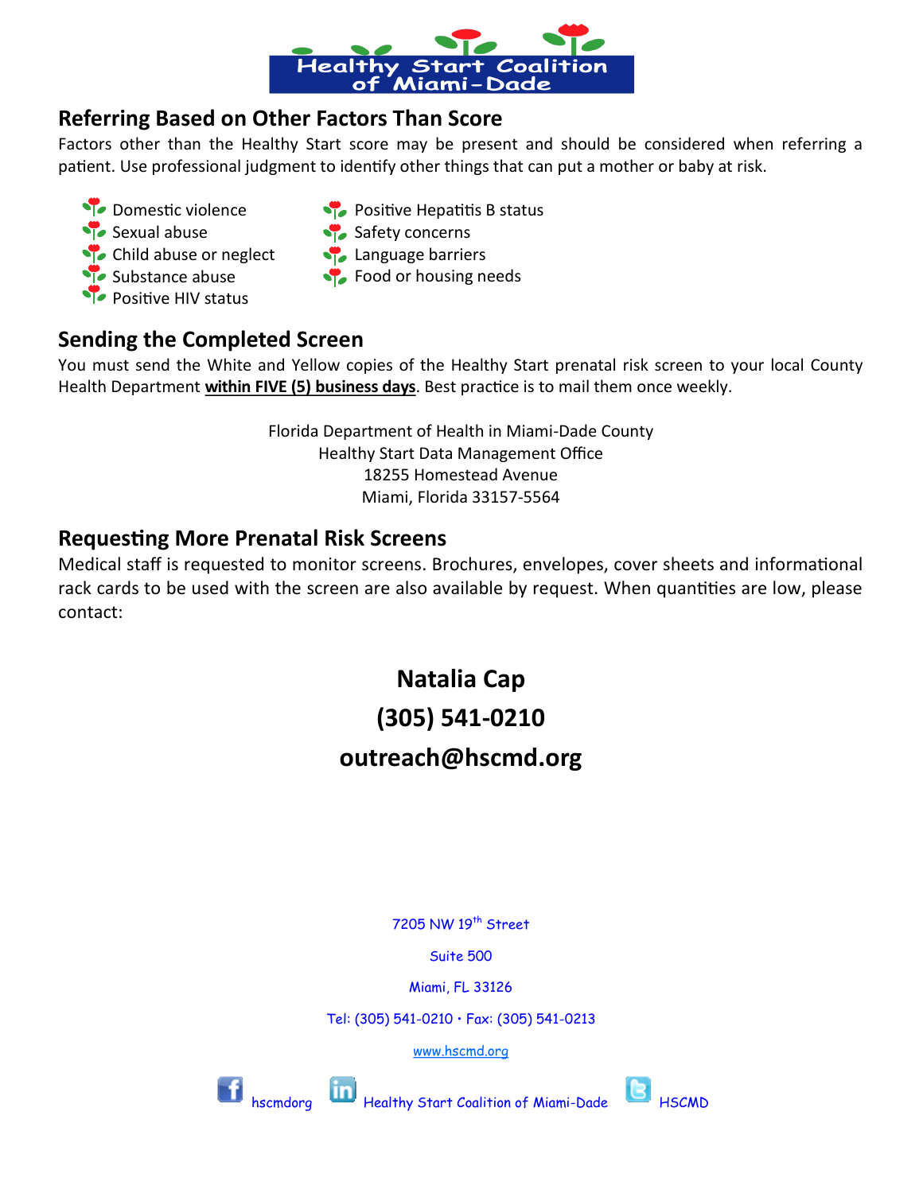Healthy Start Coalition of Miami-Dade

## Referring Based on Other Factors Than Score

Factors other than the Healthy Start score may be present and should be considered when referring a patient. Use professional judgment to identify other things that can put a mother or baby at risk.

- Domestic violence
- Sexual abuse
- Child abuse or neglect
- Substance abuse
- Positive HIV status
- Positive Hepatitis B status
- Safety concerns
- Language barriers
- Food or housing needs

## Sending the Completed Screen

You must send the White and Yellow copies of the Healthy Start prenatal risk screen to your local County Health Department **within FIVE (5) business days**. Best practice is to mail them once weekly.

Florida Department of Health in Miami-Dade County
Healthy Start Data Management Office
18255 Homestead Avenue
Miami, Florida 33157-5564

## Requesting More Prenatal Risk Screens

Medical staff is requested to monitor screens. Brochures, envelopes, cover sheets and informational rack cards to be used with the screen are also available by request. When quantities are low, please contact:

**Natalia Cap**

**(305) 541-0210**

**outreach@hscmd.org**

7205 NW 19th Street

Suite 500

Miami, FL 33126

Tel: (305) 541-0210 • Fax: (305) 541-0213

www.hscmd.org

hscmdorg   Healthy Start Coalition of Miami-Dade   HSCMD